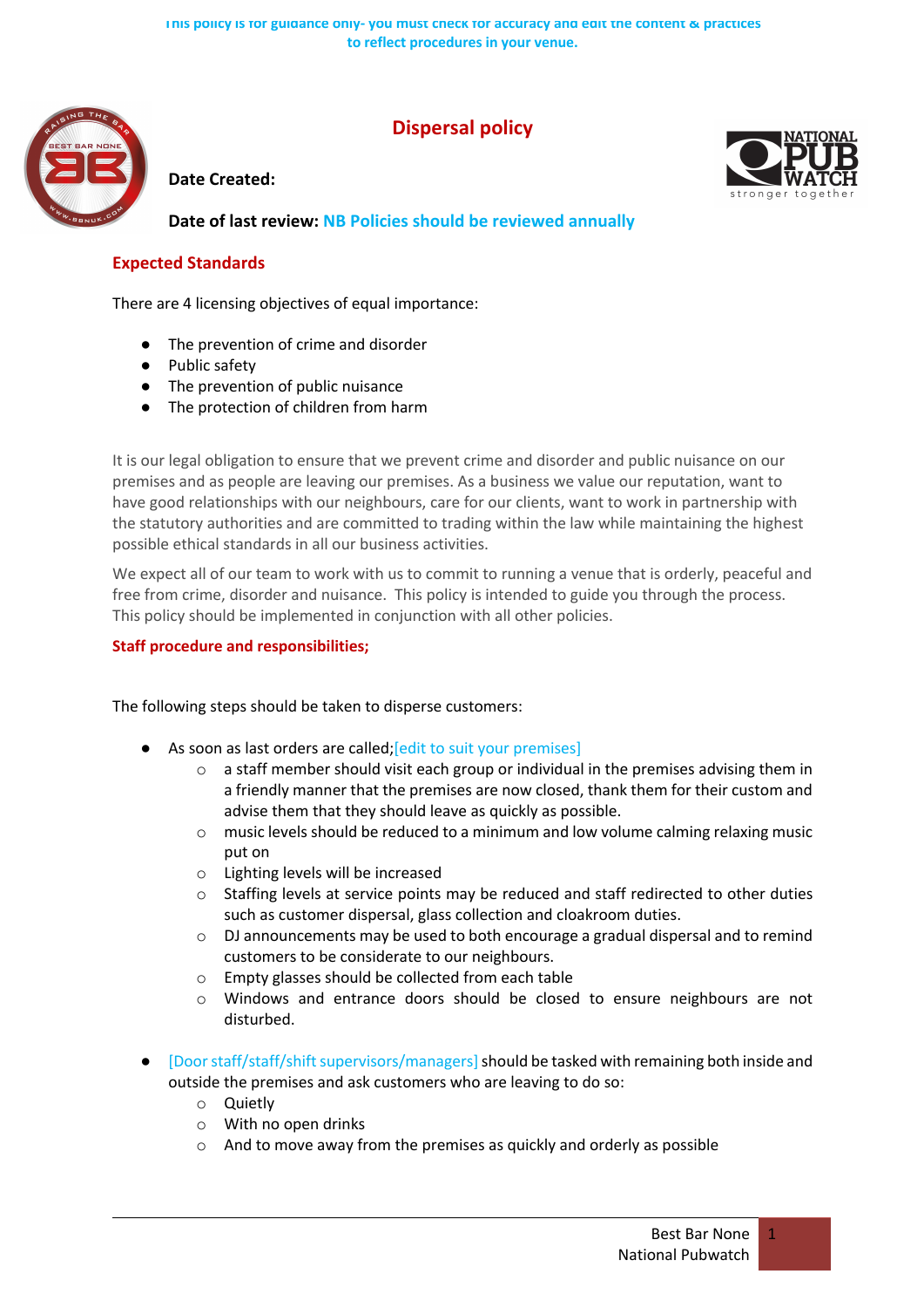This policy is for guidance only- you must check for accuracy and edit the content & practices to reflect procedures in your venue.

# Dispersal policy

**Date Created:**

**Date of last review:** NB Policies should be reviewed annually

## Expected Standards

There are 4 licensing objectives of equal importance:

- The prevention of crime and disorder
- Public safety
- The prevention of public nuisance
- The protection of children from harm

It is our legal obligation to ensure that we prevent crime and disorder and public nuisance on our premises and as people are leaving our premises. As a business we value our reputation, want to have good relationships with our neighbours, care for our clients, want to work in partnership with the statutory authorities and are committed to trading within the law while maintaining the highest possible ethical standards in all our business activities.

We expect all of our team to work with us to commit to running a venue that is orderly, peaceful and free from crime, disorder and nuisance. This policy is intended to guide you through the process. This policy should be implemented in conjunction with all other policies.

## Staff procedure and responsibilities;

The following steps should be taken to disperse customers:

- As soon as last orders are called;[edit to suit your premises]
  - a staff member should visit each group or individual in the premises advising them in a friendly manner that the premises are now closed, thank them for their custom and advise them that they should leave as quickly as possible.
  - music levels should be reduced to a minimum and low volume calming relaxing music put on
  - Lighting levels will be increased
  - Staffing levels at service points may be reduced and staff redirected to other duties such as customer dispersal, glass collection and cloakroom duties.
  - DJ announcements may be used to both encourage a gradual dispersal and to remind customers to be considerate to our neighbours.
  - Empty glasses should be collected from each table
  - Windows and entrance doors should be closed to ensure neighbours are not disturbed.

- [Door staff/staff/shift supervisors/managers] should be tasked with remaining both inside and outside the premises and ask customers who are leaving to do so:
  - Quietly
  - With no open drinks
  - And to move away from the premises as quickly and orderly as possible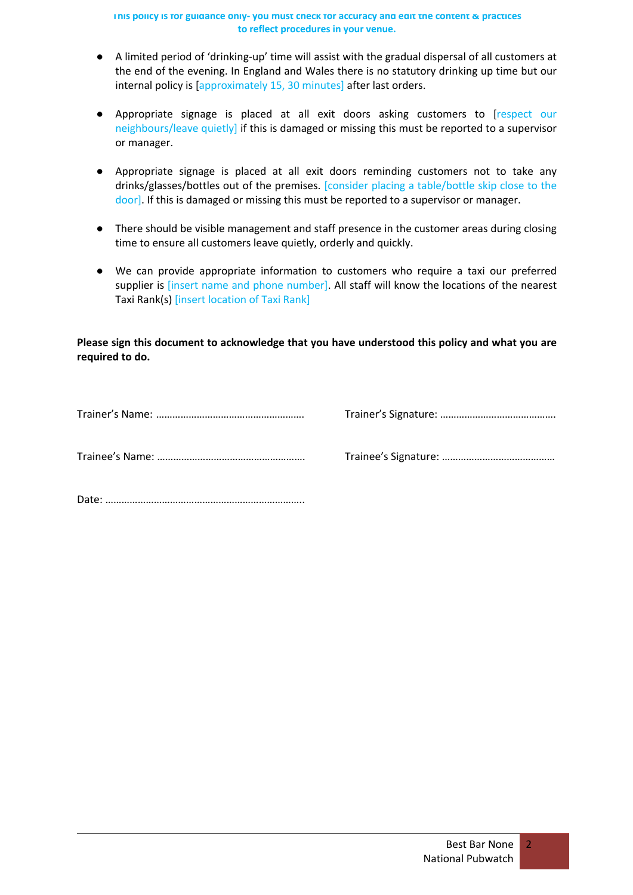- A limited period of 'drinking-up' time will assist with the gradual dispersal of all customers at the end of the evening. In England and Wales there is no statutory drinking up time but our internal policy is [approximately 15, 30 minutes] after last orders.

- Appropriate signage is placed at all exit doors asking customers to [respect our neighbours/leave quietly] if this is damaged or missing this must be reported to a supervisor or manager.

- Appropriate signage is placed at all exit doors reminding customers not to take any drinks/glasses/bottles out of the premises. [consider placing a table/bottle skip close to the door]. If this is damaged or missing this must be reported to a supervisor or manager.

- There should be visible management and staff presence in the customer areas during closing time to ensure all customers leave quietly, orderly and quickly.

- We can provide appropriate information to customers who require a taxi our preferred supplier is [insert name and phone number]. All staff will know the locations of the nearest Taxi Rank(s) [insert location of Taxi Rank]

**Please sign this document to acknowledge that you have understood this policy and what you are required to do.**

Trainer's Name: ……………………………………………… Trainer's Signature: ……………………………………

Trainee's Name: ……………………………………………… Trainee's Signature: ……………………………………

Date: ………………………………………………………………